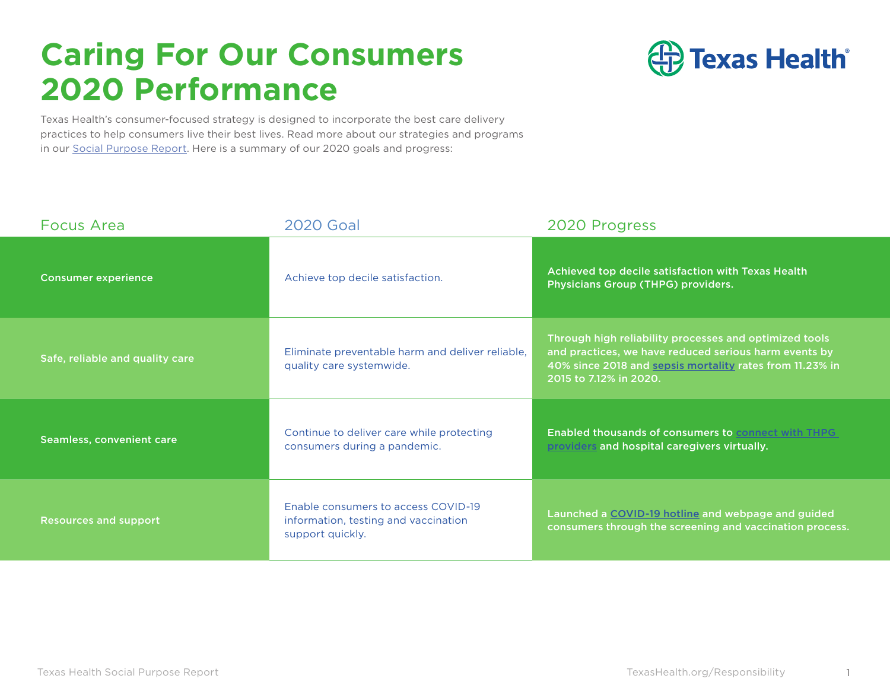# Caring For Our Consumers 2020 Performance

Texas Health's consumer-focused strategy is designed to incorporate the best care delivery practices to help consumers live their best lives. Read more about our strategies and programs in our Social Purpose Report. Here is a summary of our 2020 goals and progress:

| Focus Area | 2020 Goal | 2020 Progress |
| --- | --- | --- |
| Consumer experience | Achieve top decile satisfaction. | **Achieved top decile satisfaction with Texas Health Physicians Group (THPG) providers.** |
| Safe, reliable and quality care | Eliminate preventable harm and deliver reliable, quality care systemwide. | **Through high reliability processes and optimized tools and practices, we have reduced serious harm events by 40% since 2018 and sepsis mortality rates from 11.23% in 2015 to 7.12% in 2020.** |
| Seamless, convenient care | Continue to deliver care while protecting consumers during a pandemic. | **Enabled thousands of consumers to connect with THPG providers and hospital caregivers virtually.** |
| Resources and support | Enable consumers to access COVID-19 information, testing and vaccination support quickly. | **Launched a COVID-19 hotline and webpage and guided consumers through the screening and vaccination process.** |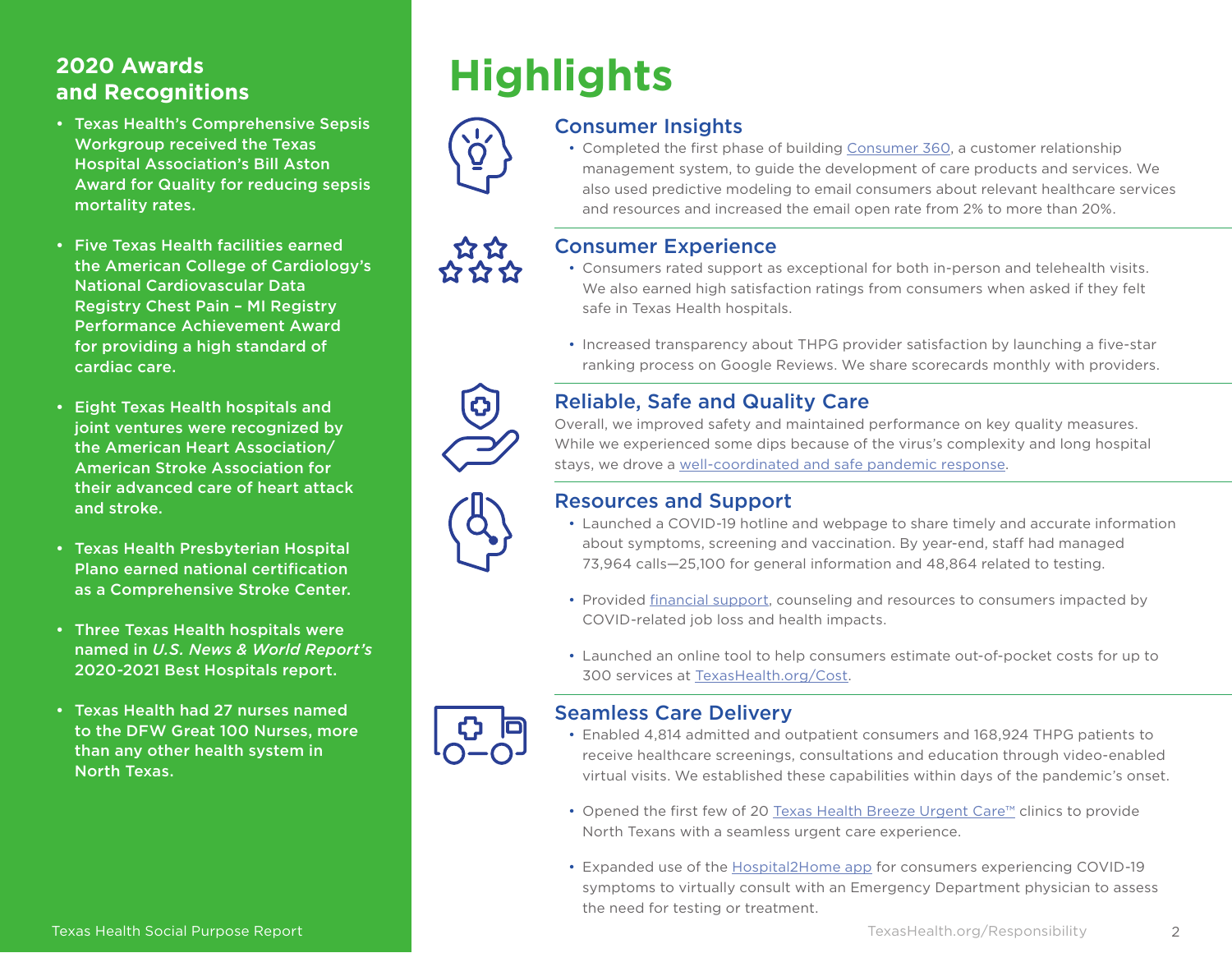## 2020 Awards and Recognitions

- Texas Health's Comprehensive Sepsis Workgroup received the Texas Hospital Association's Bill Aston Award for Quality for reducing sepsis mortality rates.
- Five Texas Health facilities earned the American College of Cardiology's National Cardiovascular Data Registry Chest Pain – MI Registry Performance Achievement Award for providing a high standard of cardiac care.
- Eight Texas Health hospitals and joint ventures were recognized by the American Heart Association/ American Stroke Association for their advanced care of heart attack and stroke.
- Texas Health Presbyterian Hospital Plano earned national certification as a Comprehensive Stroke Center.
- Three Texas Health hospitals were named in *U.S. News & World Report's* 2020-2021 Best Hospitals report.
- Texas Health had 27 nurses named to the DFW Great 100 Nurses, more than any other health system in North Texas.

# Highlights

### Consumer Insights

- Completed the first phase of building Consumer 360, a customer relationship management system, to guide the development of care products and services. We also used predictive modeling to email consumers about relevant healthcare services and resources and increased the email open rate from 2% to more than 20%.

### Consumer Experience

- Consumers rated support as exceptional for both in-person and telehealth visits. We also earned high satisfaction ratings from consumers when asked if they felt safe in Texas Health hospitals.
- Increased transparency about THPG provider satisfaction by launching a five-star ranking process on Google Reviews. We share scorecards monthly with providers.

### Reliable, Safe and Quality Care

Overall, we improved safety and maintained performance on key quality measures. While we experienced some dips because of the virus's complexity and long hospital stays, we drove a well-coordinated and safe pandemic response.

### Resources and Support

- Launched a COVID-19 hotline and webpage to share timely and accurate information about symptoms, screening and vaccination. By year-end, staff had managed 73,964 calls—25,100 for general information and 48,864 related to testing.
- Provided financial support, counseling and resources to consumers impacted by COVID-related job loss and health impacts.
- Launched an online tool to help consumers estimate out-of-pocket costs for up to 300 services at TexasHealth.org/Cost.

### Seamless Care Delivery

- Enabled 4,814 admitted and outpatient consumers and 168,924 THPG patients to receive healthcare screenings, consultations and education through video-enabled virtual visits. We established these capabilities within days of the pandemic's onset.
- Opened the first few of 20 Texas Health Breeze Urgent Care™ clinics to provide North Texans with a seamless urgent care experience.
- Expanded use of the Hospital2Home app for consumers experiencing COVID-19 symptoms to virtually consult with an Emergency Department physician to assess the need for testing or treatment.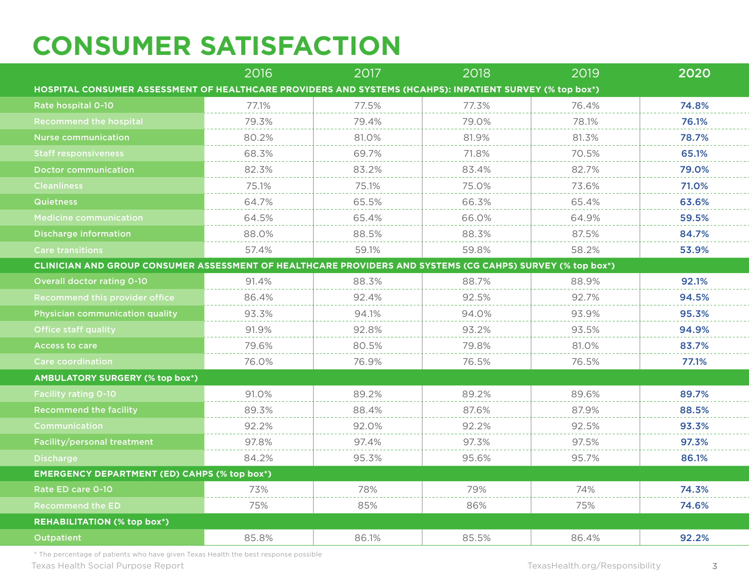# CONSUMER SATISFACTION

| | 2016 | 2017 | 2018 | 2019 | **2020** |
|---|---|---|---|---|---|
| **HOSPITAL CONSUMER ASSESSMENT OF HEALTHCARE PROVIDERS AND SYSTEMS (HCAHPS): INPATIENT SURVEY (% top box*)** | | | | | |
| Rate hospital 0-10 | 77.1% | 77.5% | 77.3% | 76.4% | **74.8%** |
| Recommend the hospital | 79.3% | 79.4% | 79.0% | 78.1% | **76.1%** |
| Nurse communication | 80.2% | 81.0% | 81.9% | 81.3% | **78.7%** |
| Staff responsiveness | 68.3% | 69.7% | 71.8% | 70.5% | **65.1%** |
| Doctor communication | 82.3% | 83.2% | 83.4% | 82.7% | **79.0%** |
| Cleanliness | 75.1% | 75.1% | 75.0% | 73.6% | **71.0%** |
| Quietness | 64.7% | 65.5% | 66.3% | 65.4% | **63.6%** |
| Medicine communication | 64.5% | 65.4% | 66.0% | 64.9% | **59.5%** |
| Discharge information | 88.0% | 88.5% | 88.3% | 87.5% | **84.7%** |
| Care transitions | 57.4% | 59.1% | 59.8% | 58.2% | **53.9%** |
| **CLINICIAN AND GROUP CONSUMER ASSESSMENT OF HEALTHCARE PROVIDERS AND SYSTEMS (CG CAHPS) SURVEY (% top box*)** | | | | | |
| Overall doctor rating 0-10 | 91.4% | 88.3% | 88.7% | 88.9% | **92.1%** |
| Recommend this provider office | 86.4% | 92.4% | 92.5% | 92.7% | **94.5%** |
| Physician communication quality | 93.3% | 94.1% | 94.0% | 93.9% | **95.3%** |
| Office staff quality | 91.9% | 92.8% | 93.2% | 93.5% | **94.9%** |
| Access to care | 79.6% | 80.5% | 79.8% | 81.0% | **83.7%** |
| Care coordination | 76.0% | 76.9% | 76.5% | 76.5% | **77.1%** |
| **AMBULATORY SURGERY (% top box*)** | | | | | |
| Facility rating 0-10 | 91.0% | 89.2% | 89.2% | 89.6% | **89.7%** |
| Recommend the facility | 89.3% | 88.4% | 87.6% | 87.9% | **88.5%** |
| Communication | 92.2% | 92.0% | 92.2% | 92.5% | **93.3%** |
| Facility/personal treatment | 97.8% | 97.4% | 97.3% | 97.5% | **97.3%** |
| Discharge | 84.2% | 95.3% | 95.6% | 95.7% | **86.1%** |
| **EMERGENCY DEPARTMENT (ED) CAHPS (% top box*)** | | | | | |
| Rate ED care 0-10 | 73% | 78% | 79% | 74% | **74.3%** |
| Recommend the ED | 75% | 85% | 86% | 75% | **74.6%** |
| **REHABILITATION (% top box*)** | | | | | |
| Outpatient | 85.8% | 86.1% | 85.5% | 86.4% | **92.2%** |

* The percentage of patients who have given Texas Health the best response possible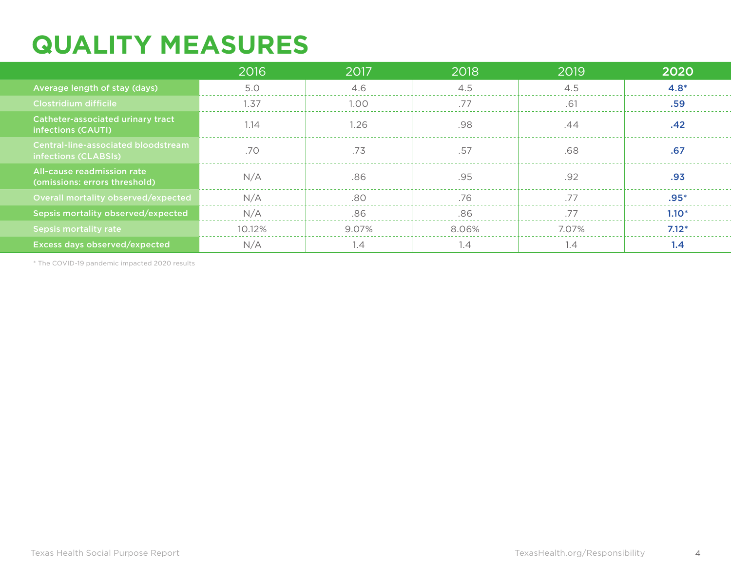# QUALITY MEASURES

| | 2016 | 2017 | 2018 | 2019 | 2020 |
|---|---|---|---|---|---|
| Average length of stay (days) | 5.0 | 4.6 | 4.5 | 4.5 | **4.8*** |
| Clostridium difficile | 1.37 | 1.00 | .77 | .61 | **.59** |
| Catheter-associated urinary tract infections (CAUTI) | 1.14 | 1.26 | .98 | .44 | **.42** |
| Central-line-associated bloodstream infections (CLABSIs) | .70 | .73 | .57 | .68 | **.67** |
| All-cause readmission rate (omissions: errors threshold) | N/A | .86 | .95 | .92 | **.93** |
| Overall mortality observed/expected | N/A | .80 | .76 | .77 | **.95*** |
| Sepsis mortality observed/expected | N/A | .86 | .86 | .77 | **1.10*** |
| Sepsis mortality rate | 10.12% | 9.07% | 8.06% | 7.07% | **7.12*** |
| Excess days observed/expected | N/A | 1.4 | 1.4 | 1.4 | **1.4** |

* The COVID-19 pandemic impacted 2020 results